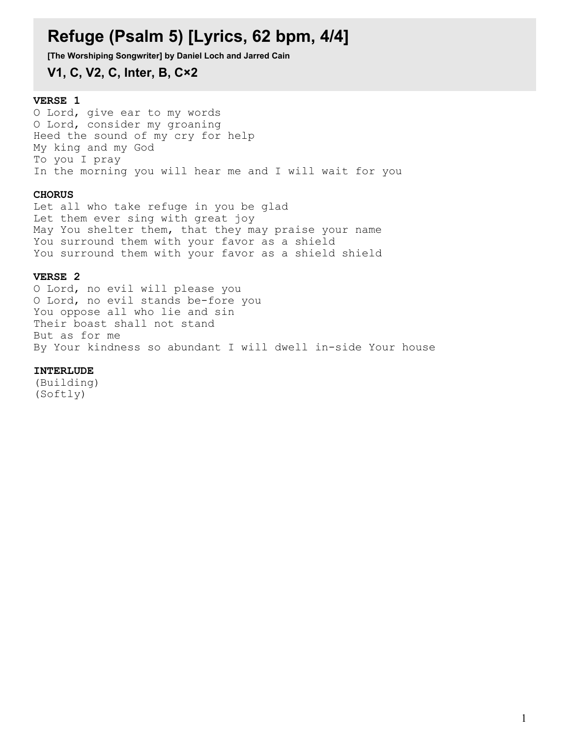# Refuge (Psalm 5) [Lyrics, 62 bpm, 4/4]

**[The Worshiping Songwriter] by Daniel Loch and Jarred Cain**

## V1, C, V2, C, Inter, B, C×2

**VERSE 1**

O Lord, give ear to my words
O Lord, consider my groaning
Heed the sound of my cry for help
My king and my God
To you I pray
In the morning you will hear me and I will wait for you

**CHORUS**

Let all who take refuge in you be glad
Let them ever sing with great joy
May You shelter them, that they may praise your name
You surround them with your favor as a shield
You surround them with your favor as a shield shield

**VERSE 2**

O Lord, no evil will please you
O Lord, no evil stands be-fore you
You oppose all who lie and sin
Their boast shall not stand
But as for me
By Your kindness so abundant I will dwell in-side Your house

**INTERLUDE**

(Building)
(Softly)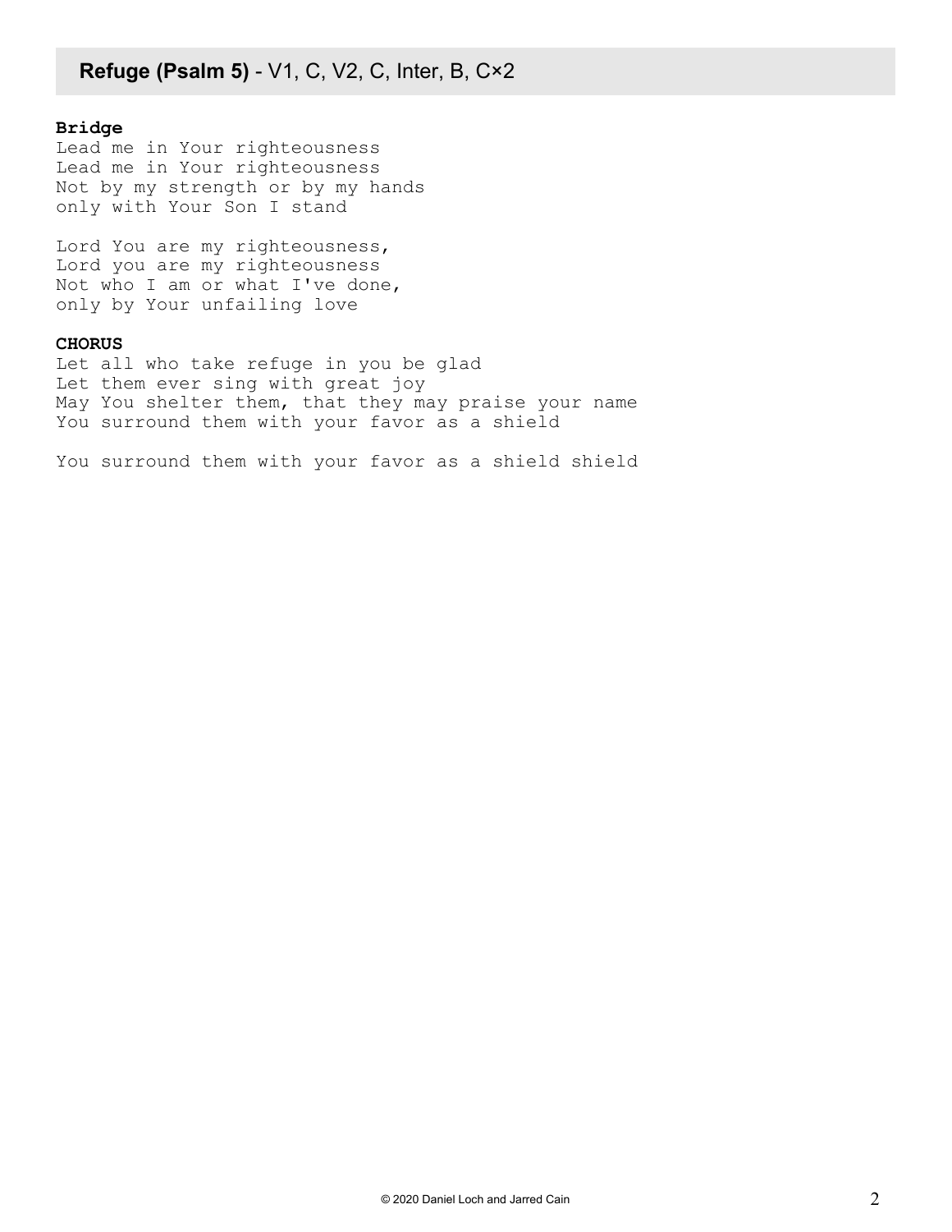## **Refuge (Psalm 5)** - V1, C, V2, C, Inter, B, C×2

**Bridge**

Lead me in Your righteousness
Lead me in Your righteousness
Not by my strength or by my hands
only with Your Son I stand

Lord You are my righteousness,
Lord you are my righteousness
Not who I am or what I've done,
only by Your unfailing love

**CHORUS**

Let all who take refuge in you be glad
Let them ever sing with great joy
May You shelter them, that they may praise your name
You surround them with your favor as a shield

You surround them with your favor as a shield shield

© 2020 Daniel Loch and Jarred Cain